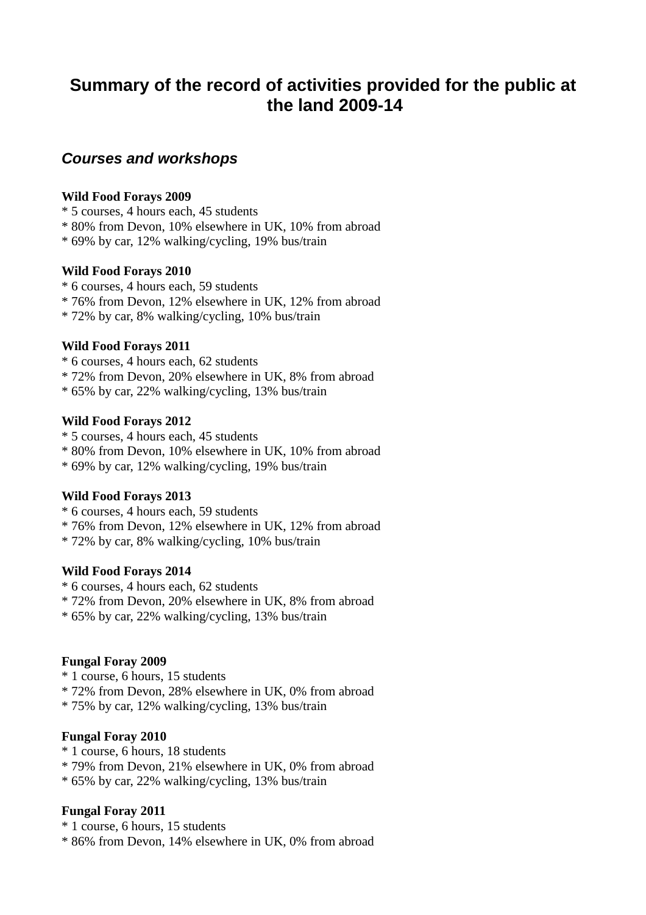# Summary of the record of activities provided for the public at the land 2009-14

## *Courses and workshops*

**Wild Food Forays 2009**
* 5 courses, 4 hours each, 45 students
* 80% from Devon, 10% elsewhere in UK, 10% from abroad
* 69% by car, 12% walking/cycling, 19% bus/train

**Wild Food Forays 2010**
* 6 courses, 4 hours each, 59 students
* 76% from Devon, 12% elsewhere in UK, 12% from abroad
* 72% by car, 8% walking/cycling, 10% bus/train

**Wild Food Forays 2011**
* 6 courses, 4 hours each, 62 students
* 72% from Devon, 20% elsewhere in UK, 8% from abroad
* 65% by car, 22% walking/cycling, 13% bus/train

**Wild Food Forays 2012**
* 5 courses, 4 hours each, 45 students
* 80% from Devon, 10% elsewhere in UK, 10% from abroad
* 69% by car, 12% walking/cycling, 19% bus/train

**Wild Food Forays 2013**
* 6 courses, 4 hours each, 59 students
* 76% from Devon, 12% elsewhere in UK, 12% from abroad
* 72% by car, 8% walking/cycling, 10% bus/train

**Wild Food Forays 2014**
* 6 courses, 4 hours each, 62 students
* 72% from Devon, 20% elsewhere in UK, 8% from abroad
* 65% by car, 22% walking/cycling, 13% bus/train

**Fungal Foray 2009**
* 1 course, 6 hours, 15 students
* 72% from Devon, 28% elsewhere in UK, 0% from abroad
* 75% by car, 12% walking/cycling, 13% bus/train

**Fungal Foray 2010**
* 1 course, 6 hours, 18 students
* 79% from Devon, 21% elsewhere in UK, 0% from abroad
* 65% by car, 22% walking/cycling, 13% bus/train

**Fungal Foray 2011**
* 1 course, 6 hours, 15 students
* 86% from Devon, 14% elsewhere in UK, 0% from abroad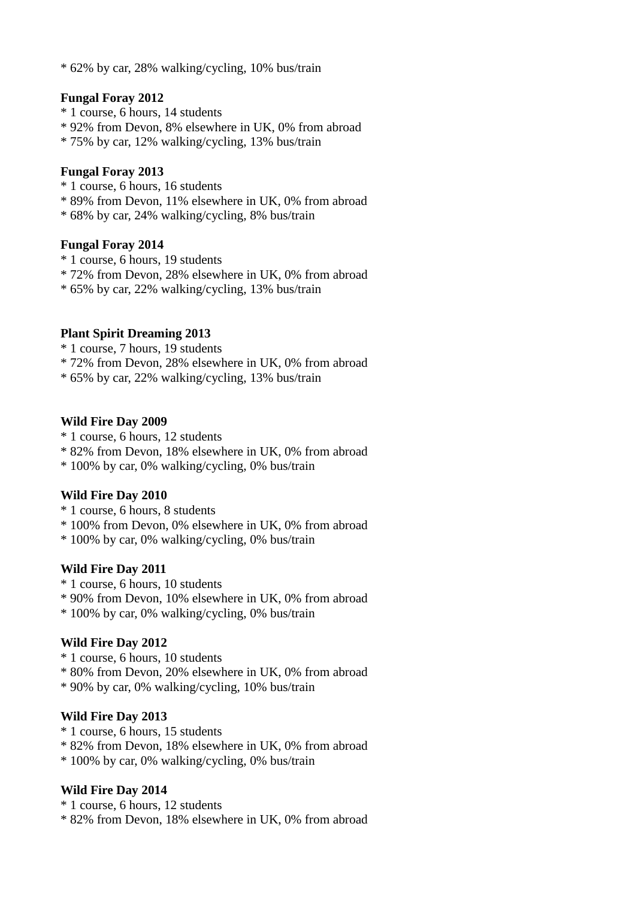* 62% by car, 28% walking/cycling, 10% bus/train

**Fungal Foray 2012**
* 1 course, 6 hours, 14 students
* 92% from Devon, 8% elsewhere in UK, 0% from abroad
* 75% by car, 12% walking/cycling, 13% bus/train

**Fungal Foray 2013**
* 1 course, 6 hours, 16 students
* 89% from Devon, 11% elsewhere in UK, 0% from abroad
* 68% by car, 24% walking/cycling, 8% bus/train

**Fungal Foray 2014**
* 1 course, 6 hours, 19 students
* 72% from Devon, 28% elsewhere in UK, 0% from abroad
* 65% by car, 22% walking/cycling, 13% bus/train

**Plant Spirit Dreaming 2013**
* 1 course, 7 hours, 19 students
* 72% from Devon, 28% elsewhere in UK, 0% from abroad
* 65% by car, 22% walking/cycling, 13% bus/train

**Wild Fire Day 2009**
* 1 course, 6 hours, 12 students
* 82% from Devon, 18% elsewhere in UK, 0% from abroad
* 100% by car, 0% walking/cycling, 0% bus/train

**Wild Fire Day 2010**
* 1 course, 6 hours, 8 students
* 100% from Devon, 0% elsewhere in UK, 0% from abroad
* 100% by car, 0% walking/cycling, 0% bus/train

**Wild Fire Day 2011**
* 1 course, 6 hours, 10 students
* 90% from Devon, 10% elsewhere in UK, 0% from abroad
* 100% by car, 0% walking/cycling, 0% bus/train

**Wild Fire Day 2012**
* 1 course, 6 hours, 10 students
* 80% from Devon, 20% elsewhere in UK, 0% from abroad
* 90% by car, 0% walking/cycling, 10% bus/train

**Wild Fire Day 2013**
* 1 course, 6 hours, 15 students
* 82% from Devon, 18% elsewhere in UK, 0% from abroad
* 100% by car, 0% walking/cycling, 0% bus/train

**Wild Fire Day 2014**
* 1 course, 6 hours, 12 students
* 82% from Devon, 18% elsewhere in UK, 0% from abroad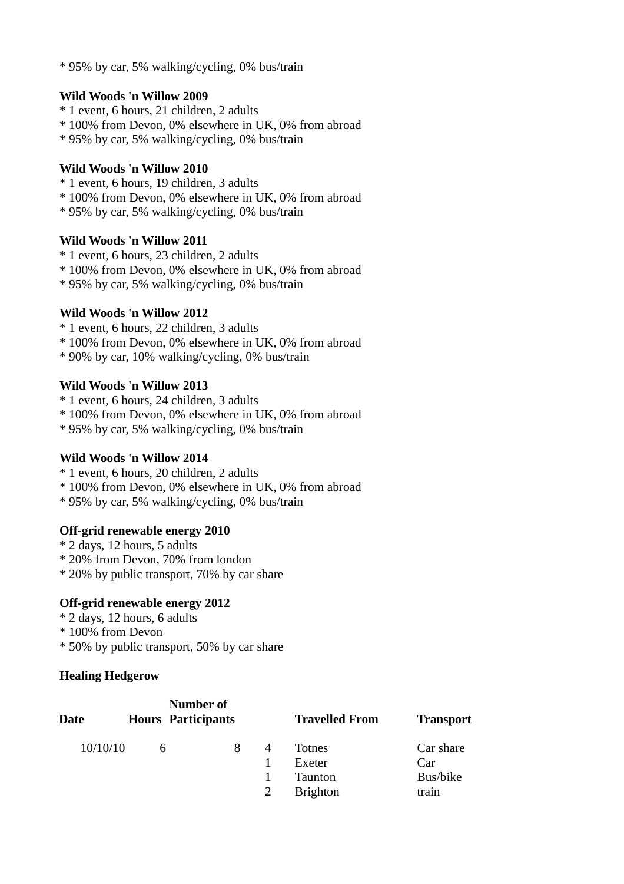* 95% by car, 5% walking/cycling, 0% bus/train

**Wild Woods 'n Willow 2009**
* 1 event, 6 hours, 21 children, 2 adults
* 100% from Devon, 0% elsewhere in UK, 0% from abroad
* 95% by car, 5% walking/cycling, 0% bus/train

**Wild Woods 'n Willow 2010**
* 1 event, 6 hours, 19 children, 3 adults
* 100% from Devon, 0% elsewhere in UK, 0% from abroad
* 95% by car, 5% walking/cycling, 0% bus/train

**Wild Woods 'n Willow 2011**
* 1 event, 6 hours, 23 children, 2 adults
* 100% from Devon, 0% elsewhere in UK, 0% from abroad
* 95% by car, 5% walking/cycling, 0% bus/train

**Wild Woods 'n Willow 2012**
* 1 event, 6 hours, 22 children, 3 adults
* 100% from Devon, 0% elsewhere in UK, 0% from abroad
* 90% by car, 10% walking/cycling, 0% bus/train

**Wild Woods 'n Willow 2013**
* 1 event, 6 hours, 24 children, 3 adults
* 100% from Devon, 0% elsewhere in UK, 0% from abroad
* 95% by car, 5% walking/cycling, 0% bus/train

**Wild Woods 'n Willow 2014**
* 1 event, 6 hours, 20 children, 2 adults
* 100% from Devon, 0% elsewhere in UK, 0% from abroad
* 95% by car, 5% walking/cycling, 0% bus/train

**Off-grid renewable energy 2010**
* 2 days, 12 hours, 5 adults
* 20% from Devon, 70% from london
* 20% by public transport, 70% by car share

**Off-grid renewable energy 2012**
* 2 days, 12 hours, 6 adults
* 100% from Devon
* 50% by public transport, 50% by car share

**Healing Hedgerow**

| Date | Hours | Number of Participants | | Travelled From | Transport |
|---|---|---|---|---|---|
| 10/10/10 | 6 | 8 | 4 | Totnes | Car share |
| | | | 1 | Exeter | Car |
| | | | 1 | Taunton | Bus/bike |
| | | | 2 | Brighton | train |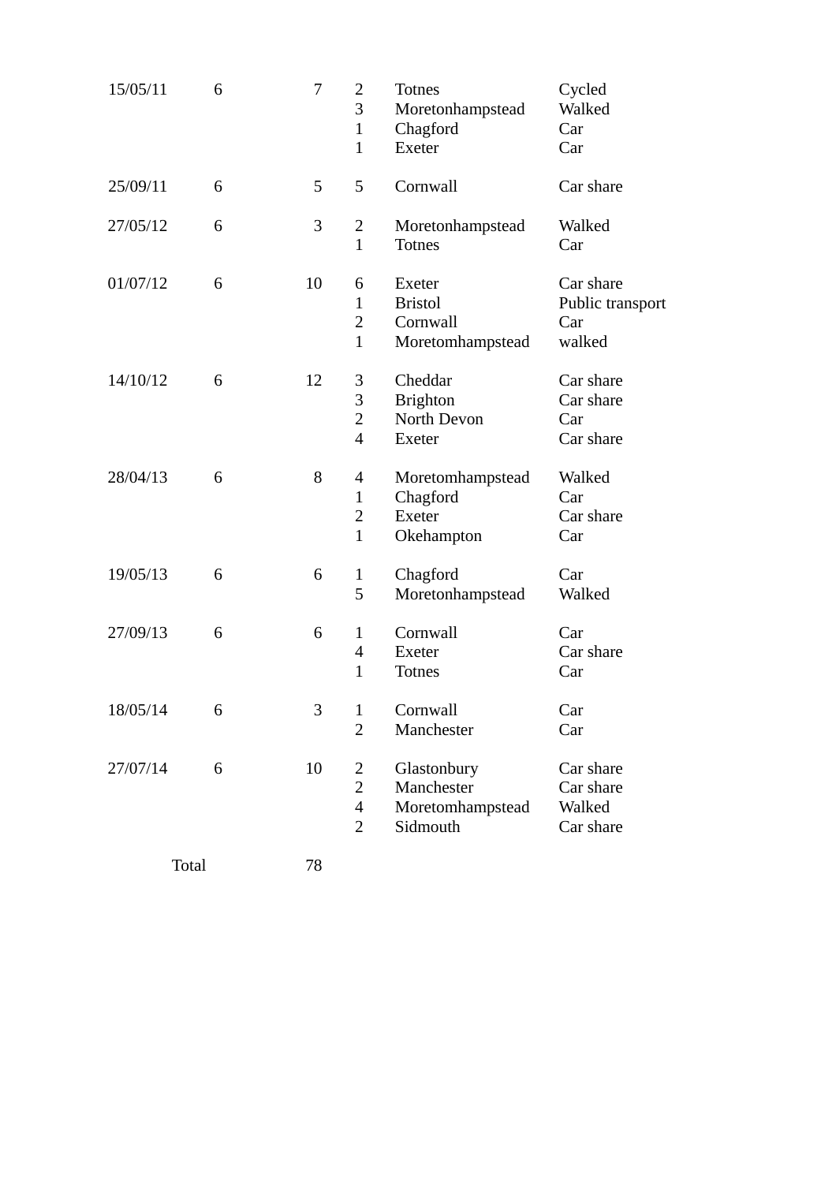| | | | | | |
|---|---|---|---|---|---|
| 15/05/11 | 6 | 7 | 2 | Totnes | Cycled |
| | | | 3 | Moretonhampstead | Walked |
| | | | 1 | Chagford | Car |
| | | | 1 | Exeter | Car |
| 25/09/11 | 6 | 5 | 5 | Cornwall | Car share |
| 27/05/12 | 6 | 3 | 2 | Moretonhampstead | Walked |
| | | | 1 | Totnes | Car |
| 01/07/12 | 6 | 10 | 6 | Exeter | Car share |
| | | | 1 | Bristol | Public transport |
| | | | 2 | Cornwall | Car |
| | | | 1 | Moretomhampstead | walked |
| 14/10/12 | 6 | 12 | 3 | Cheddar | Car share |
| | | | 3 | Brighton | Car share |
| | | | 2 | North Devon | Car |
| | | | 4 | Exeter | Car share |
| 28/04/13 | 6 | 8 | 4 | Moretomhampstead | Walked |
| | | | 1 | Chagford | Car |
| | | | 2 | Exeter | Car share |
| | | | 1 | Okehampton | Car |
| 19/05/13 | 6 | 6 | 1 | Chagford | Car |
| | | | 5 | Moretonhampstead | Walked |
| 27/09/13 | 6 | 6 | 1 | Cornwall | Car |
| | | | 4 | Exeter | Car share |
| | | | 1 | Totnes | Car |
| 18/05/14 | 6 | 3 | 1 | Cornwall | Car |
| | | | 2 | Manchester | Car |
| 27/07/14 | 6 | 10 | 2 | Glastonbury | Car share |
| | | | 2 | Manchester | Car share |
| | | | 4 | Moretomhampstead | Walked |
| | | | 2 | Sidmouth | Car share |
| | Total | 78 | | | |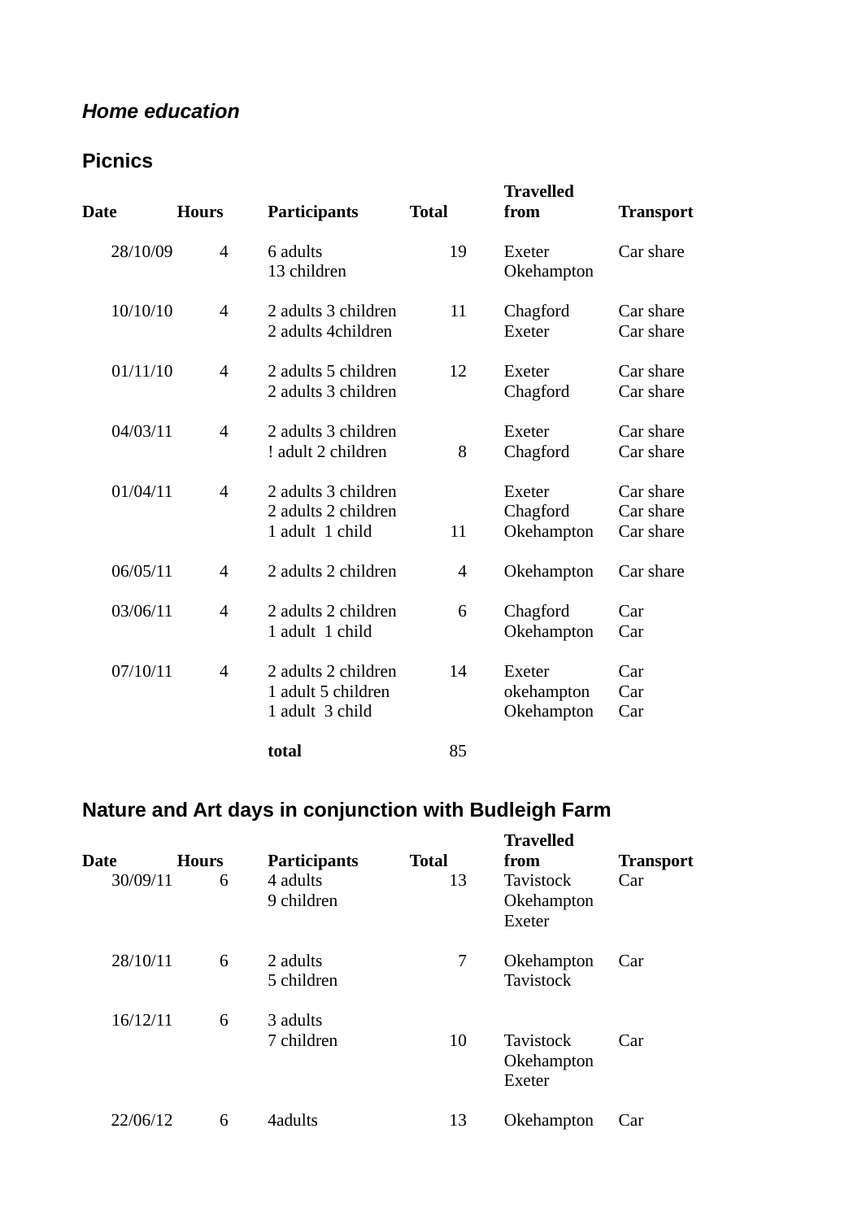***Home education***

## Picnics

| Date | Hours | Participants | Total | Travelled from | Transport |
|---|---|---|---|---|---|
| 28/10/09 | 4 | 6 adults<br>13 children | 19 | Exeter<br>Okehampton | Car share |
| 10/10/10 | 4 | 2 adults 3 children<br>2 adults 4children | 11 | Chagford<br>Exeter | Car share<br>Car share |
| 01/11/10 | 4 | 2 adults 5 children<br>2 adults 3 children | 12 | Exeter<br>Chagford | Car share<br>Car share |
| 04/03/11 | 4 | 2 adults 3 children<br>! adult 2 children | 8 | Exeter<br>Chagford | Car share<br>Car share |
| 01/04/11 | 4 | 2 adults 3 children<br>2 adults 2 children<br>1 adult 1 child | 11 | Exeter<br>Chagford<br>Okehampton | Car share<br>Car share<br>Car share |
| 06/05/11 | 4 | 2 adults 2 children | 4 | Okehampton | Car share |
| 03/06/11 | 4 | 2 adults 2 children<br>1 adult 1 child | 6 | Chagford<br>Okehampton | Car<br>Car |
| 07/10/11 | 4 | 2 adults 2 children<br>1 adult 5 children<br>1 adult 3 child | 14 | Exeter<br>okehampton<br>Okehampton | Car<br>Car<br>Car |
| | | **total** | 85 | | |

## Nature and Art days in conjunction with Budleigh Farm

| Date | Hours | Participants | Total | Travelled from | Transport |
|---|---|---|---|---|---|
| 30/09/11 | 6 | 4 adults<br>9 children | 13 | Tavistock<br>Okehampton<br>Exeter | Car |
| 28/10/11 | 6 | 2 adults<br>5 children | 7 | Okehampton<br>Tavistock | Car |
| 16/12/11 | 6 | 3 adults<br>7 children | 10 | Tavistock<br>Okehampton<br>Exeter | Car |
| 22/06/12 | 6 | 4adults | 13 | Okehampton | Car |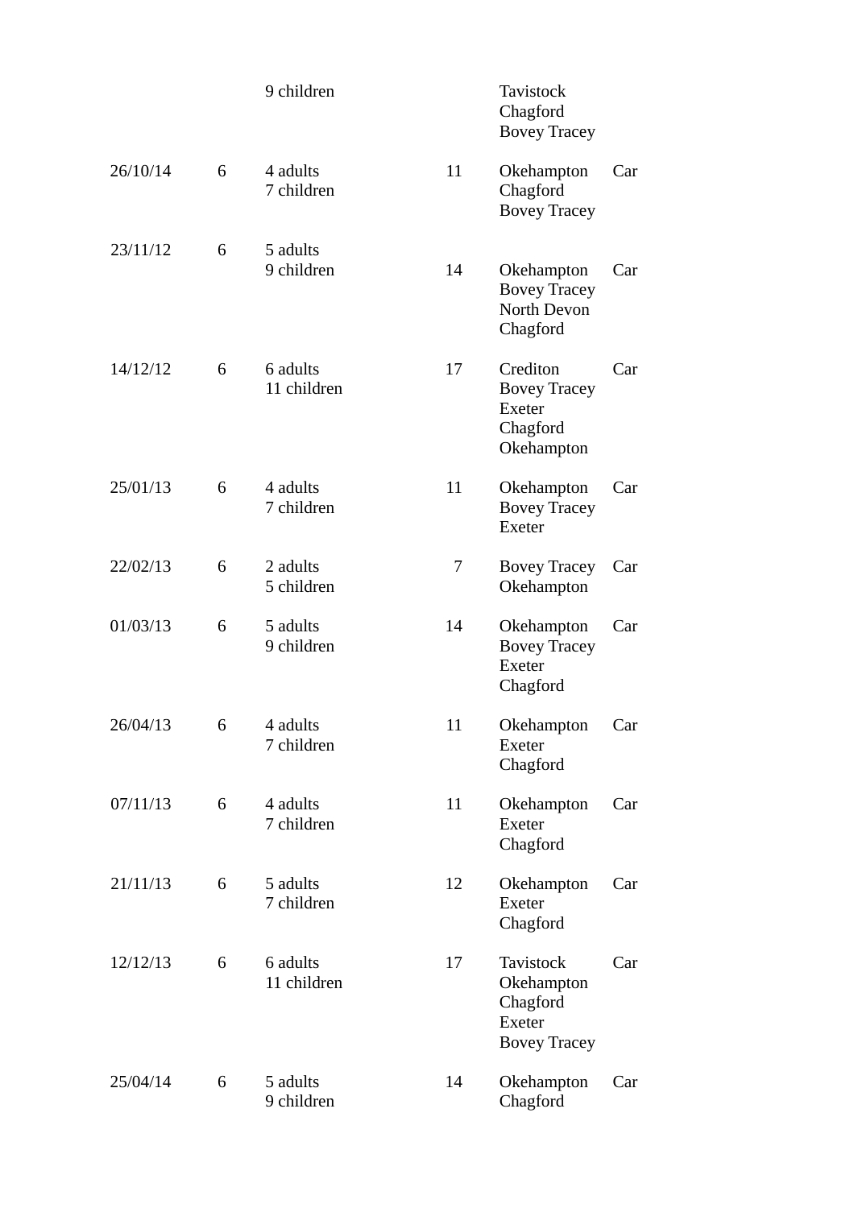| | | | | | |
|---|---|---|---|---|---|
| | | 9 children | | Tavistock<br>Chagford<br>Bovey Tracey | |
| 26/10/14 | 6 | 4 adults<br>7 children | 11 | Okehampton<br>Chagford<br>Bovey Tracey | Car |
| 23/11/12 | 6 | 5 adults<br>9 children | 14 | Okehampton<br>Bovey Tracey<br>North Devon<br>Chagford | Car |
| 14/12/12 | 6 | 6 adults<br>11 children | 17 | Crediton<br>Bovey Tracey<br>Exeter<br>Chagford<br>Okehampton | Car |
| 25/01/13 | 6 | 4 adults<br>7 children | 11 | Okehampton<br>Bovey Tracey<br>Exeter | Car |
| 22/02/13 | 6 | 2 adults<br>5 children | 7 | Bovey Tracey<br>Okehampton | Car |
| 01/03/13 | 6 | 5 adults<br>9 children | 14 | Okehampton<br>Bovey Tracey<br>Exeter<br>Chagford | Car |
| 26/04/13 | 6 | 4 adults<br>7 children | 11 | Okehampton<br>Exeter<br>Chagford | Car |
| 07/11/13 | 6 | 4 adults<br>7 children | 11 | Okehampton<br>Exeter<br>Chagford | Car |
| 21/11/13 | 6 | 5 adults<br>7 children | 12 | Okehampton<br>Exeter<br>Chagford | Car |
| 12/12/13 | 6 | 6 adults<br>11 children | 17 | Tavistock<br>Okehampton<br>Chagford<br>Exeter<br>Bovey Tracey | Car |
| 25/04/14 | 6 | 5 adults<br>9 children | 14 | Okehampton<br>Chagford | Car |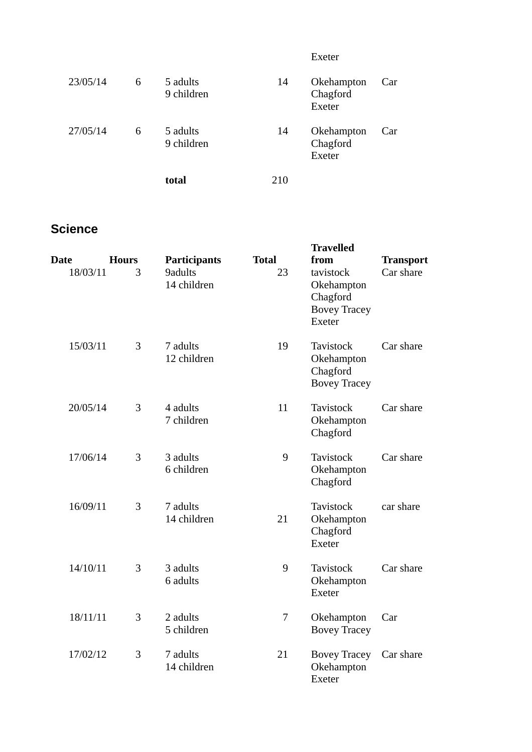| | | | | Exeter | |
|---|---|---|---|---|---|
| 23/05/14 | 6 | 5 adults<br>9 children | 14 | Okehampton<br>Chagford<br>Exeter | Car |
| 27/05/14 | 6 | 5 adults<br>9 children | 14 | Okehampton<br>Chagford<br>Exeter | Car |
| | | **total** | 210 | | |

## Science

| Date | Hours | Participants | Total | Travelled from | Transport |
|---|---|---|---|---|---|
| 18/03/11 | 3 | 9adults<br>14 children | 23 | tavistock<br>Okehampton<br>Chagford<br>Bovey Tracey<br>Exeter | Car share |
| 15/03/11 | 3 | 7 adults<br>12 children | 19 | Tavistock<br>Okehampton<br>Chagford<br>Bovey Tracey | Car share |
| 20/05/14 | 3 | 4 adults<br>7 children | 11 | Tavistock<br>Okehampton<br>Chagford | Car share |
| 17/06/14 | 3 | 3 adults<br>6 children | 9 | Tavistock<br>Okehampton<br>Chagford | Car share |
| 16/09/11 | 3 | 7 adults<br>14 children | 21 | Tavistock<br>Okehampton<br>Chagford<br>Exeter | car share |
| 14/10/11 | 3 | 3 adults<br>6 adults | 9 | Tavistock<br>Okehampton<br>Exeter | Car share |
| 18/11/11 | 3 | 2 adults<br>5 children | 7 | Okehampton<br>Bovey Tracey | Car |
| 17/02/12 | 3 | 7 adults<br>14 children | 21 | Bovey Tracey<br>Okehampton<br>Exeter | Car share |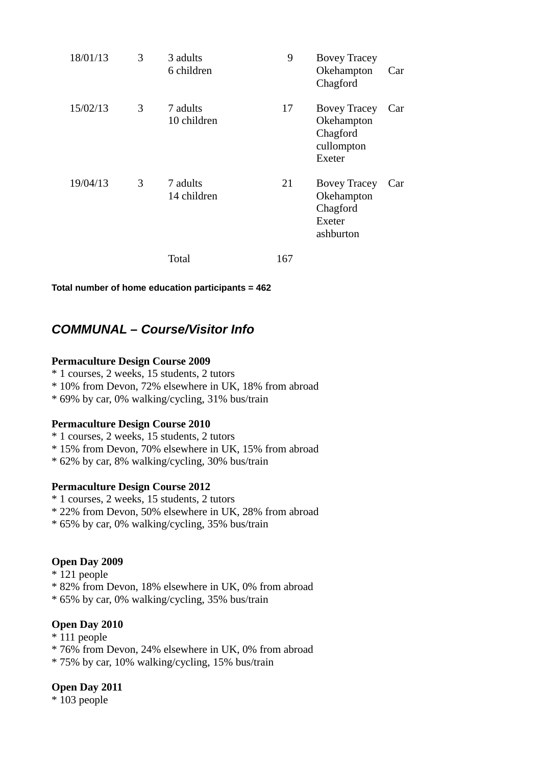| | | | | | |
|---|---|---|---|---|---|
| 18/01/13 | 3 | 3 adults<br>6 children | 9 | Bovey Tracey<br>Okehampton<br>Chagford | Car |
| 15/02/13 | 3 | 7 adults<br>10 children | 17 | Bovey Tracey<br>Okehampton<br>Chagford<br>cullompton<br>Exeter | Car |
| 19/04/13 | 3 | 7 adults<br>14 children | 21 | Bovey Tracey<br>Okehampton<br>Chagford<br>Exeter<br>ashburton | Car |
| | | Total | 167 | | |

**Total number of home education participants = 462**

## *COMMUNAL – Course/Visitor Info*

**Permaculture Design Course 2009**
* 1 courses, 2 weeks, 15 students, 2 tutors
* 10% from Devon, 72% elsewhere in UK, 18% from abroad
* 69% by car, 0% walking/cycling, 31% bus/train

**Permaculture Design Course 2010**
* 1 courses, 2 weeks, 15 students, 2 tutors
* 15% from Devon, 70% elsewhere in UK, 15% from abroad
* 62% by car, 8% walking/cycling, 30% bus/train

**Permaculture Design Course 2012**
* 1 courses, 2 weeks, 15 students, 2 tutors
* 22% from Devon, 50% elsewhere in UK, 28% from abroad
* 65% by car, 0% walking/cycling, 35% bus/train

**Open Day 2009**
* 121 people
* 82% from Devon, 18% elsewhere in UK, 0% from abroad
* 65% by car, 0% walking/cycling, 35% bus/train

**Open Day 2010**
* 111 people
* 76% from Devon, 24% elsewhere in UK, 0% from abroad
* 75% by car, 10% walking/cycling, 15% bus/train

**Open Day 2011**
* 103 people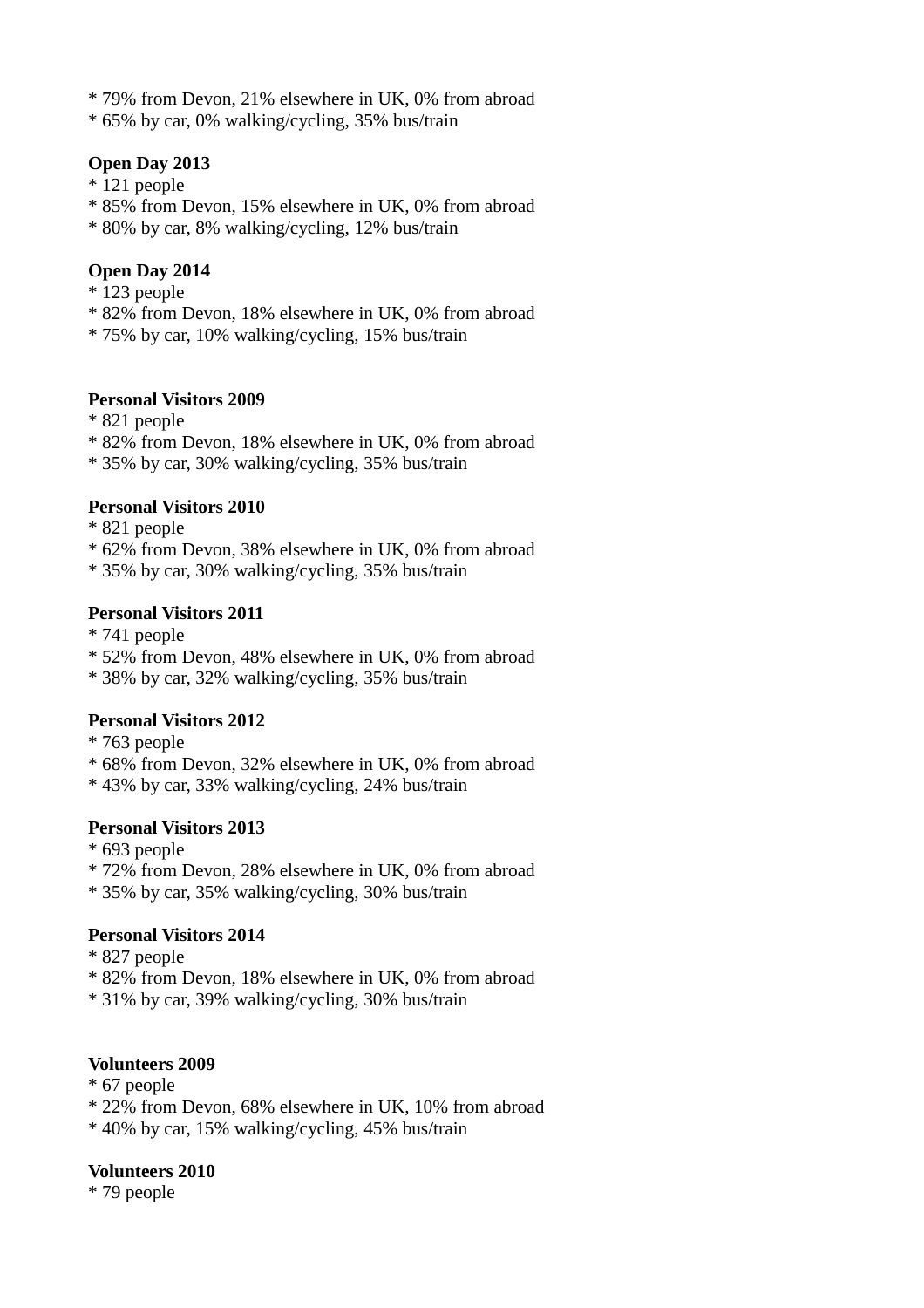* 79% from Devon, 21% elsewhere in UK, 0% from abroad
* 65% by car, 0% walking/cycling, 35% bus/train

**Open Day 2013**
* 121 people
* 85% from Devon, 15% elsewhere in UK, 0% from abroad
* 80% by car, 8% walking/cycling, 12% bus/train

**Open Day 2014**
* 123 people
* 82% from Devon, 18% elsewhere in UK, 0% from abroad
* 75% by car, 10% walking/cycling, 15% bus/train

**Personal Visitors 2009**
* 821 people
* 82% from Devon, 18% elsewhere in UK, 0% from abroad
* 35% by car, 30% walking/cycling, 35% bus/train

**Personal Visitors 2010**
* 821 people
* 62% from Devon, 38% elsewhere in UK, 0% from abroad
* 35% by car, 30% walking/cycling, 35% bus/train

**Personal Visitors 2011**
* 741 people
* 52% from Devon, 48% elsewhere in UK, 0% from abroad
* 38% by car, 32% walking/cycling, 35% bus/train

**Personal Visitors 2012**
* 763 people
* 68% from Devon, 32% elsewhere in UK, 0% from abroad
* 43% by car, 33% walking/cycling, 24% bus/train

**Personal Visitors 2013**
* 693 people
* 72% from Devon, 28% elsewhere in UK, 0% from abroad
* 35% by car, 35% walking/cycling, 30% bus/train

**Personal Visitors 2014**
* 827 people
* 82% from Devon, 18% elsewhere in UK, 0% from abroad
* 31% by car, 39% walking/cycling, 30% bus/train

**Volunteers 2009**
* 67 people
* 22% from Devon, 68% elsewhere in UK, 10% from abroad
* 40% by car, 15% walking/cycling, 45% bus/train

**Volunteers 2010**
* 79 people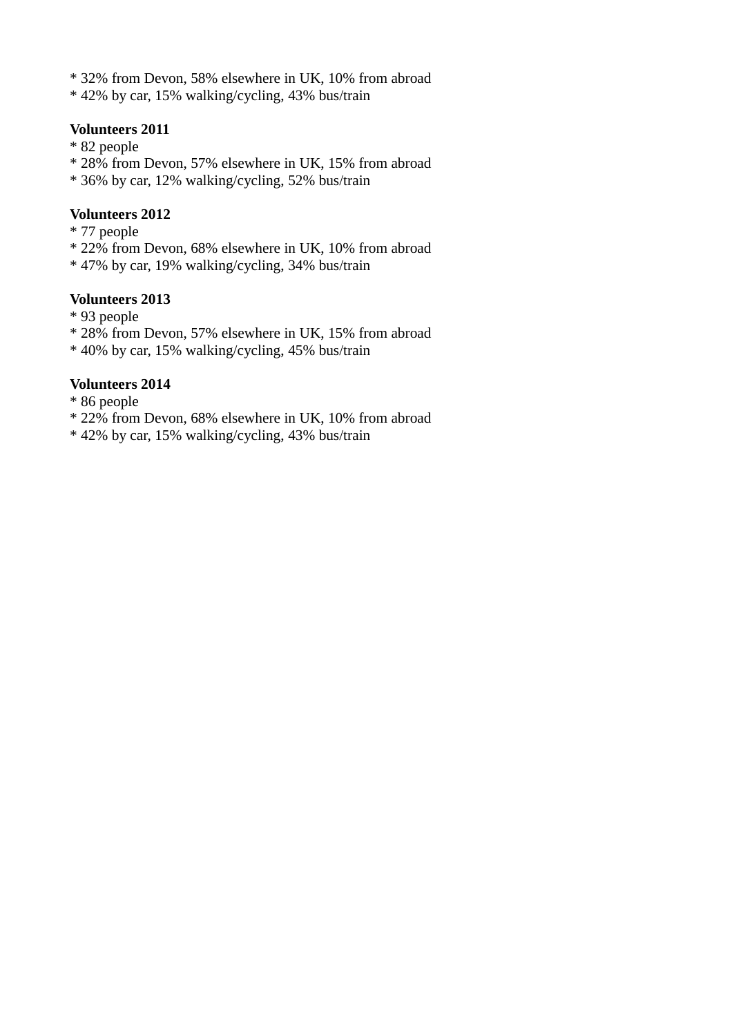* 32% from Devon, 58% elsewhere in UK, 10% from abroad
* 42% by car, 15% walking/cycling, 43% bus/train

**Volunteers 2011**
* 82 people
* 28% from Devon, 57% elsewhere in UK, 15% from abroad
* 36% by car, 12% walking/cycling, 52% bus/train

**Volunteers 2012**
* 77 people
* 22% from Devon, 68% elsewhere in UK, 10% from abroad
* 47% by car, 19% walking/cycling, 34% bus/train

**Volunteers 2013**
* 93 people
* 28% from Devon, 57% elsewhere in UK, 15% from abroad
* 40% by car, 15% walking/cycling, 45% bus/train

**Volunteers 2014**
* 86 people
* 22% from Devon, 68% elsewhere in UK, 10% from abroad
* 42% by car, 15% walking/cycling, 43% bus/train